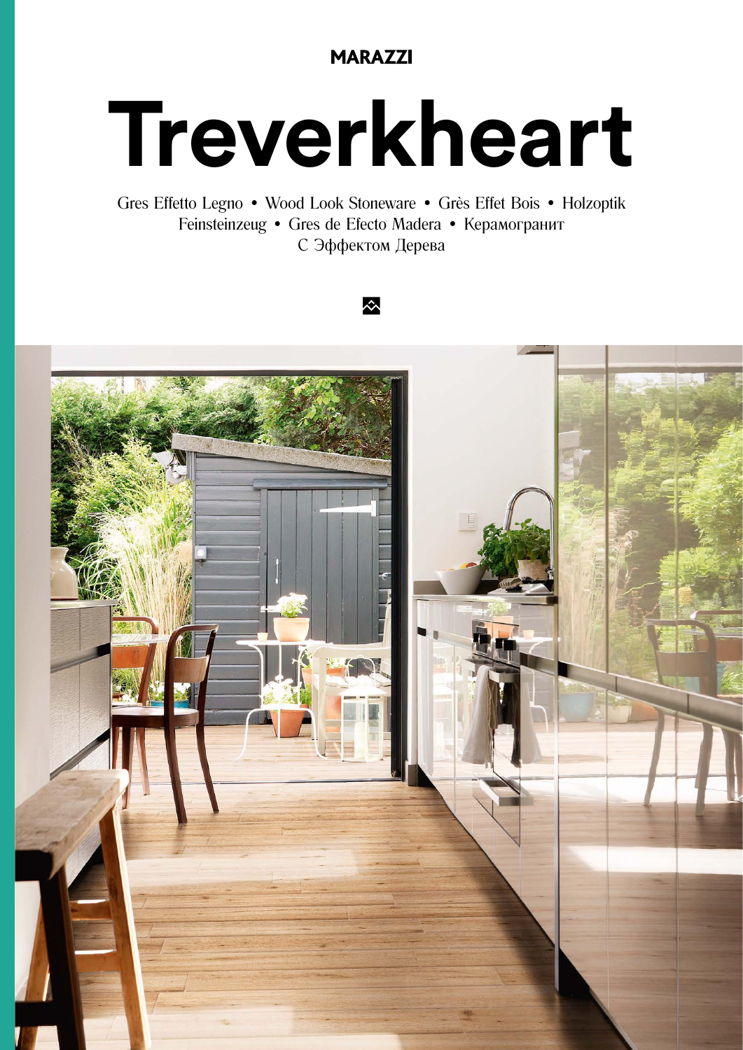MARAZZI

# Treverkheart

Gres Effetto Legno • Wood Look Stoneware • Grès Effet Bois • Holzoptik Feinsteinzeug • Gres de Efecto Madera • Керамогранит С Эффектом Дерева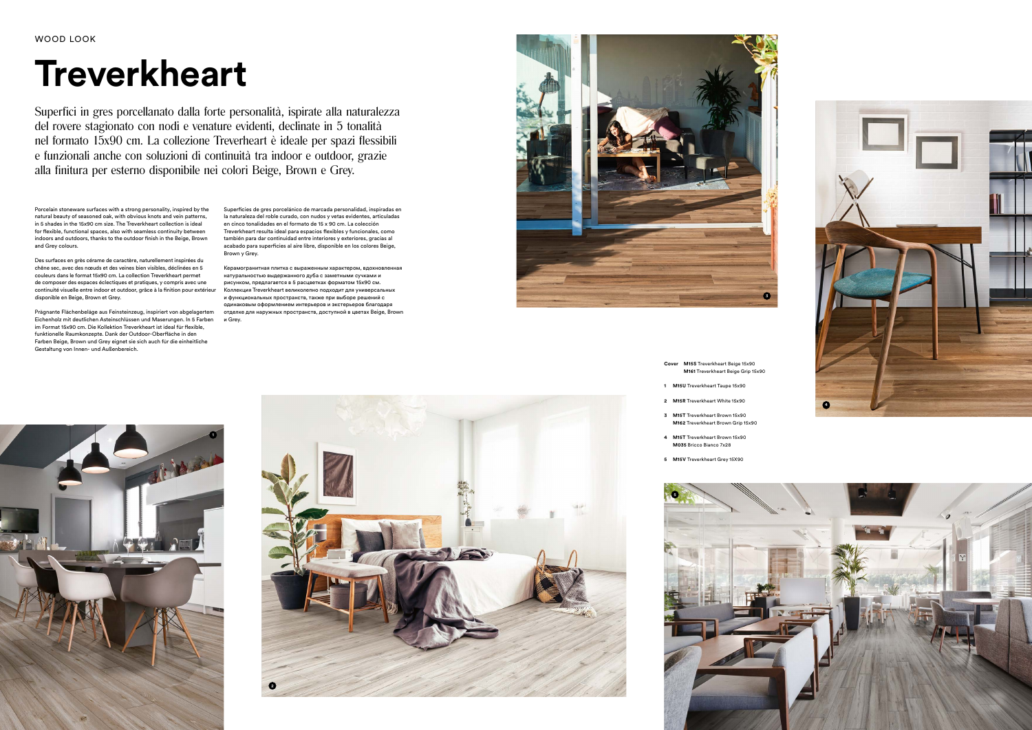WOOD LOOK

# Treverkheart

Superfici in gres porcellanato dalla forte personalità, ispirate alla naturalezza del rovere stagionato con nodi e venature evidenti, declinate in 5 tonalità nel formato 15x90 cm. La collezione Treverheart è ideale per spazi flessibili e funzionali anche con soluzioni di continuità tra indoor e outdoor, grazie alla finitura per esterno disponibile nei colori Beige, Brown e Grey.

Porcelain stoneware surfaces with a strong personality, inspired by the natural beauty of seasoned oak, with obvious knots and vein patterns, in 5 shades in the 15x90 cm size. The Treverkheart collection is ideal for flexible, functional spaces, also with seamless continuity between indoors and outdoors, thanks to the outdoor finish in the Beige, Brown and Grey colours.

Des surfaces en grès cérame de caractère, naturellement inspirées du chêne sec, avec des nœuds et des veines bien visibles, déclinées en 5 couleurs dans le format 15x90 cm. La collection Treverkheart permet de composer des espaces éclectiques et pratiques, y compris avec une continuité visuelle entre indoor et outdoor, grâce à la finition pour extérieur disponible en Beige, Brown et Grey.

Prägnante Flächenbeläge aus Feinsteinzeug, inspiriert von abgelagertem Eichenholz mit deutlichen Asteinschlüssen und Maserungen. In 5 Farben im Format 15x90 cm. Die Kollektion Treverkheart ist ideal für flexible, funktionelle Raumkonzepte. Dank der Outdoor-Oberfläche in den Farben Beige, Brown und Grey eignet sie sich auch für die einheitliche Gestaltung von Innen- und Außenbereich.

Superficies de gres porcelánico de marcada personalidad, inspiradas en la naturaleza del roble curado, con nudos y vetas evidentes, articuladas en cinco tonalidades en el formato de 15 x 90 cm. La colección Treverkheart resulta ideal para espacios flexibles y funcionales, como también para dar continuidad entre interiores y exteriores, gracias al acabado para superficies al aire libre, disponible en los colores Beige, Brown y Grey.

Керамогранитная плитка с выраженным характером, вдохновленная натуральностью выдержанного дуба с заметными сучками и рисунком, предлагается в 5 расцветках форматом 15x90 см. Коллекция Treverkheart великолепно подходит для универсальных и функциональных пространств, также при выборе решений с одинаковым оформлением интерьеров и экстерьеров благодаря отделке для наружных пространств, доступной в цветах Beige, Brown и Grey.

**Cover** **M155** Treverkheart Beige 15x90
**M161** Treverkheart Beige Grip 15x90

**1** **M15U** Treverkheart Taupe 15x90

**2** **M15R** Treverkheart White 15x90

**3** **M15T** Treverkheart Brown 15x90
**M162** Treverkheart Brown Grip 15x90

**4** **M15T** Treverkheart Brown 15x90
**M035** Bricco Bianco 7x28

**5** **M15V** Treverkheart Grey 15X90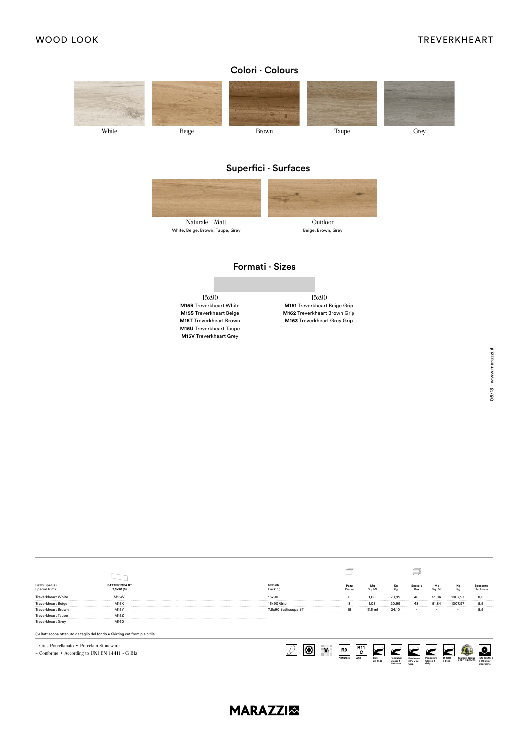WOOD LOOK

# TREVERKHEART

## Colori · Colours

White

Beige

Brown

Taupe

Grey

## Superfici · Surfaces

Naturale · Matt
White, Beige, Brown, Taupe, Grey

Outdoor
Beige, Brown, Grey

## Formati · Sizes

15x90
**M15R** Treverkheart White
**M15S** Treverkheart Beige
**M15T** Treverkheart Brown
**M15U** Treverkheart Taupe
**M15V** Treverkheart Grey

15x90
**M161** Treverkheart Beige Grip
**M162** Treverkheart Brown Grip
**M163** Treverkheart Grey Grip

| Pezzi Speciali Special Trims | BATTISCOPA BT 7,5x90 (6) |
|---|---|
| Treverkheart White | M15W |
| Treverkheart Beige | M15X |
| Treverkheart Brown | M15Y |
| Treverkheart Taupe | M15Z |
| Treverkheart Grey | M160 |

| Imballi Packing | Pezzi Pieces | Mq Sq. Mt | Kg Kg | Scatole Box | Mq Sq. Mt | Kg Kg | Spessore Thickness |
|---|---|---|---|---|---|---|---|
| 15x90 | 8 | 1,08 | 20,99 | 48 | 51,84 | 1007,97 | 8,5 |
| 15x90 Grip | 8 | 1,08 | 20,99 | 48 | 51,84 | 1007,97 | 8,5 |
| 7,5x90 Battiscopa BT | 15 | 13,5 ml | 24,10 | - | - | - | 8,5 |

(6) Battiscopa ottenuto da taglio del fondo • Skirting cut from plain tile

– Gres Porcellanato • Porcelain Stoneware
– Conforme • According to UNI EN 14411 - G BIa

R9 Naturale · R11 C Grip · BCR μ > 0,40 · Pendulum Classe 1 Naturale · Pendulum PTV > 36 Grip · Pendulum Classe 3 Grip · D-COF > 0,42 · Marazzi Group LEED CREDITS · ISO 10545-6 ≤ 175 mm³ Conforme

06/18 - www.marazzi.it